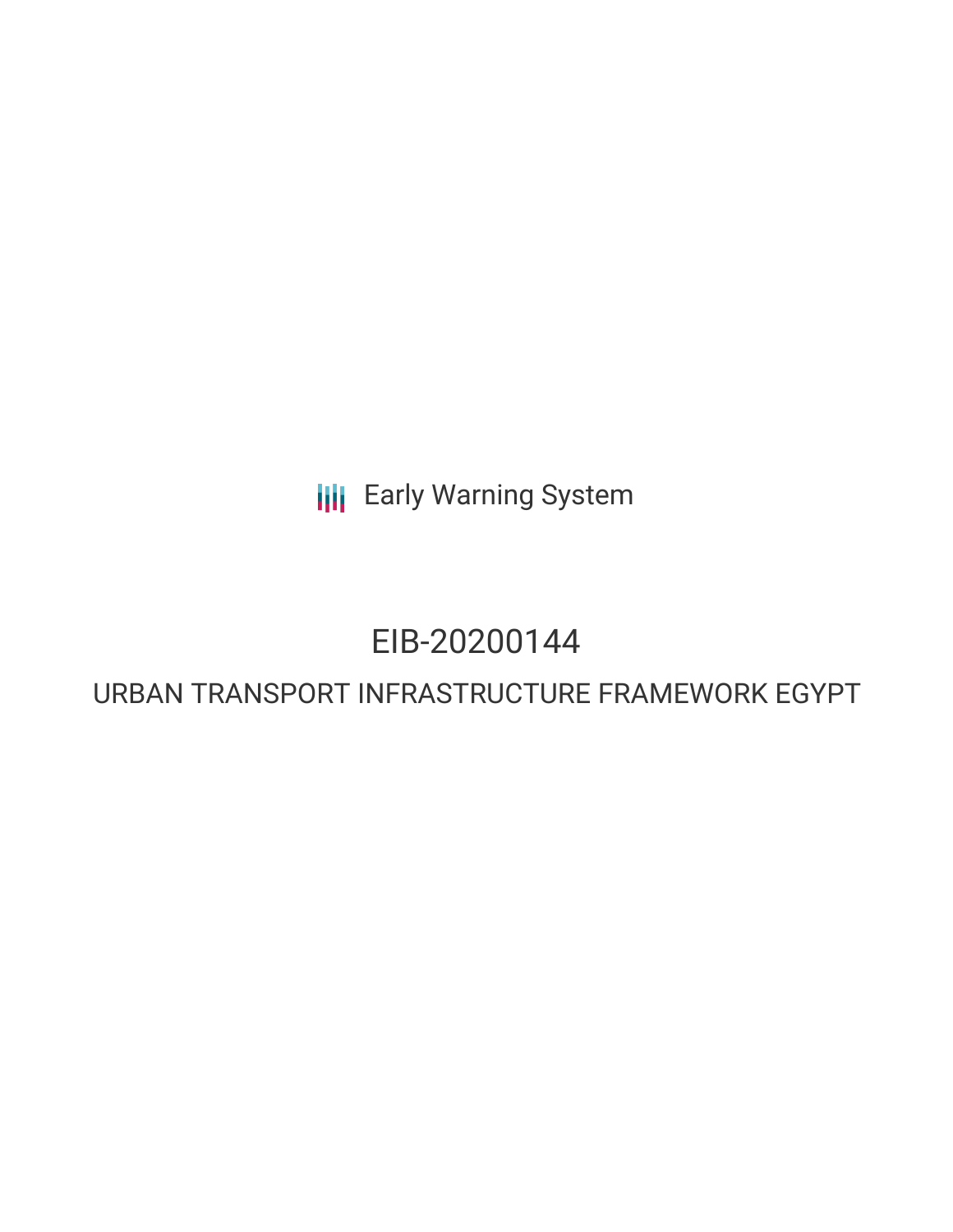Early Warning System

# EIB-20200144

## URBAN TRANSPORT INFRASTRUCTURE FRAMEWORK EGYPT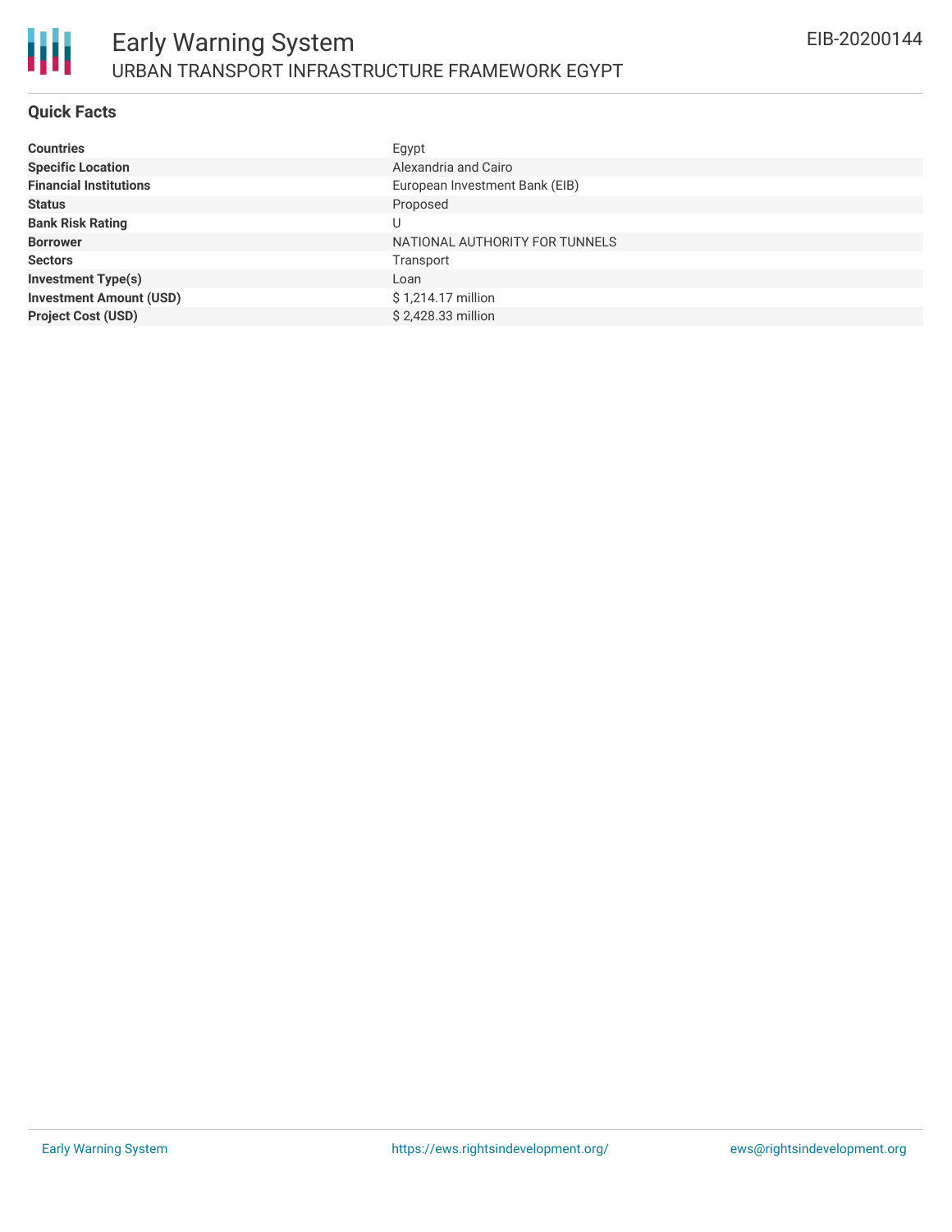## Quick Facts

| | |
|---|---|
| **Countries** | Egypt |
| **Specific Location** | Alexandria and Cairo |
| **Financial Institutions** | European Investment Bank (EIB) |
| **Status** | Proposed |
| **Bank Risk Rating** | U |
| **Borrower** | NATIONAL AUTHORITY FOR TUNNELS |
| **Sectors** | Transport |
| **Investment Type(s)** | Loan |
| **Investment Amount (USD)** | $ 1,214.17 million |
| **Project Cost (USD)** | $ 2,428.33 million |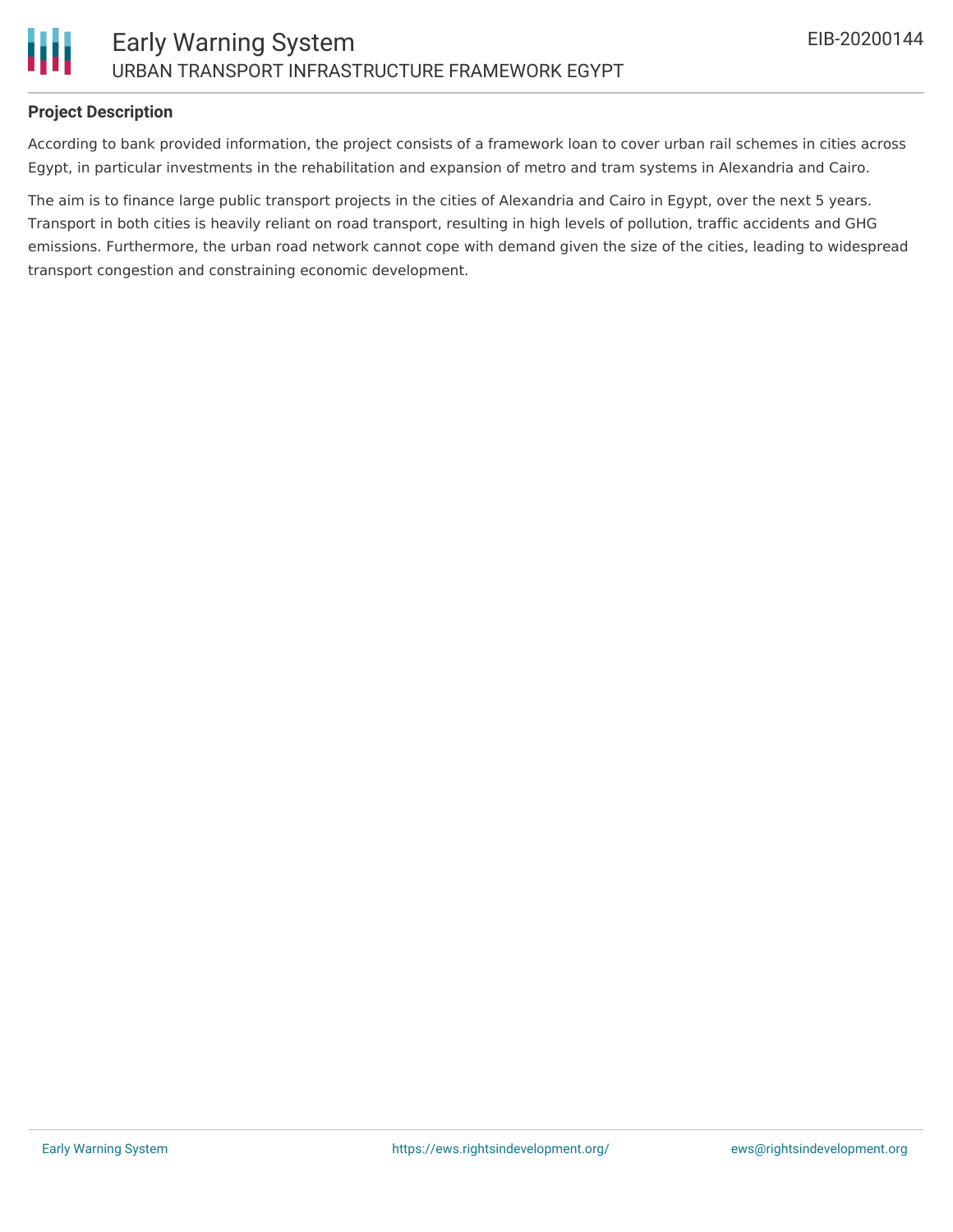## Project Description

According to bank provided information, the project consists of a framework loan to cover urban rail schemes in cities across Egypt, in particular investments in the rehabilitation and expansion of metro and tram systems in Alexandria and Cairo.

The aim is to finance large public transport projects in the cities of Alexandria and Cairo in Egypt, over the next 5 years. Transport in both cities is heavily reliant on road transport, resulting in high levels of pollution, traffic accidents and GHG emissions. Furthermore, the urban road network cannot cope with demand given the size of the cities, leading to widespread transport congestion and constraining economic development.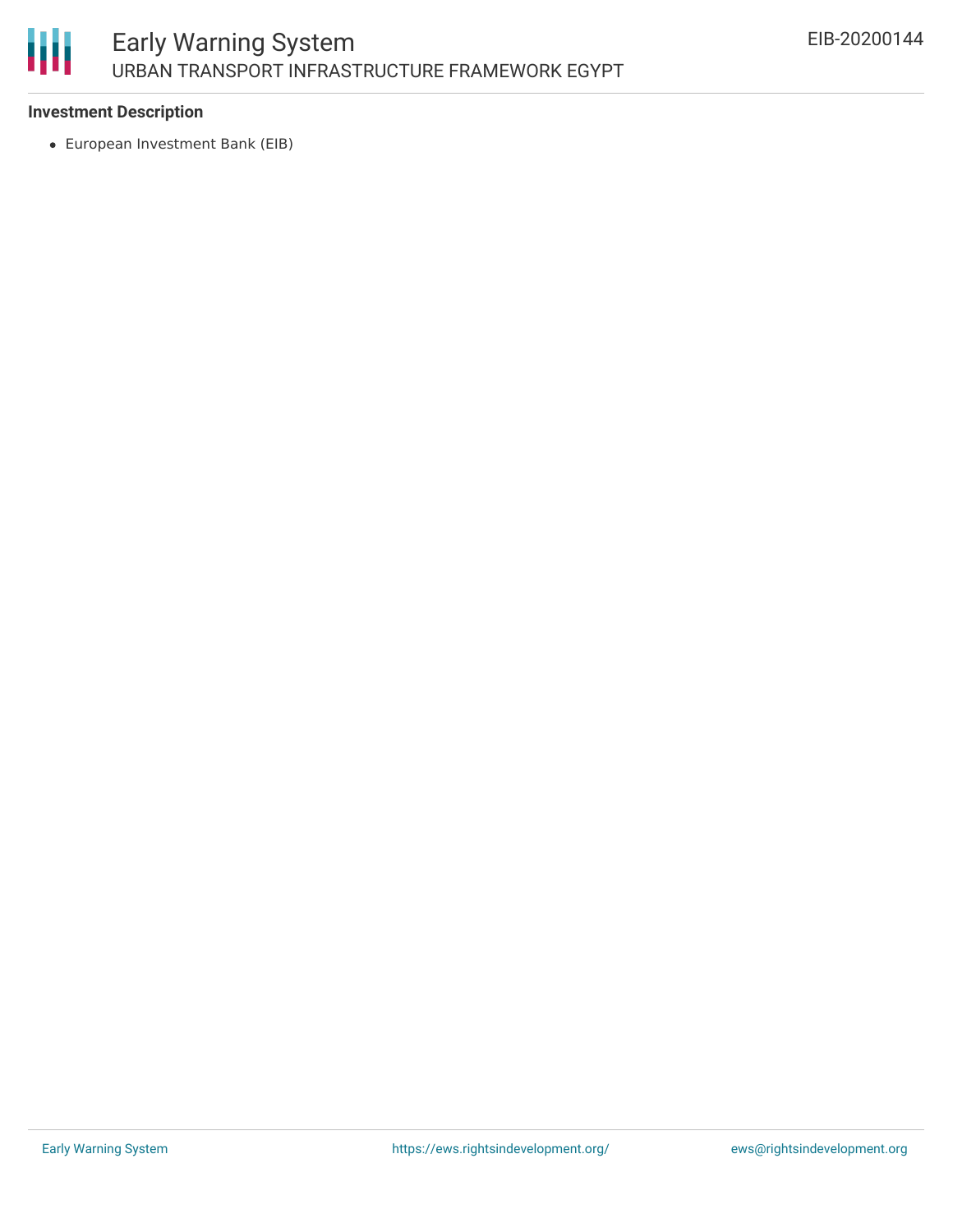**Investment Description**

- European Investment Bank (EIB)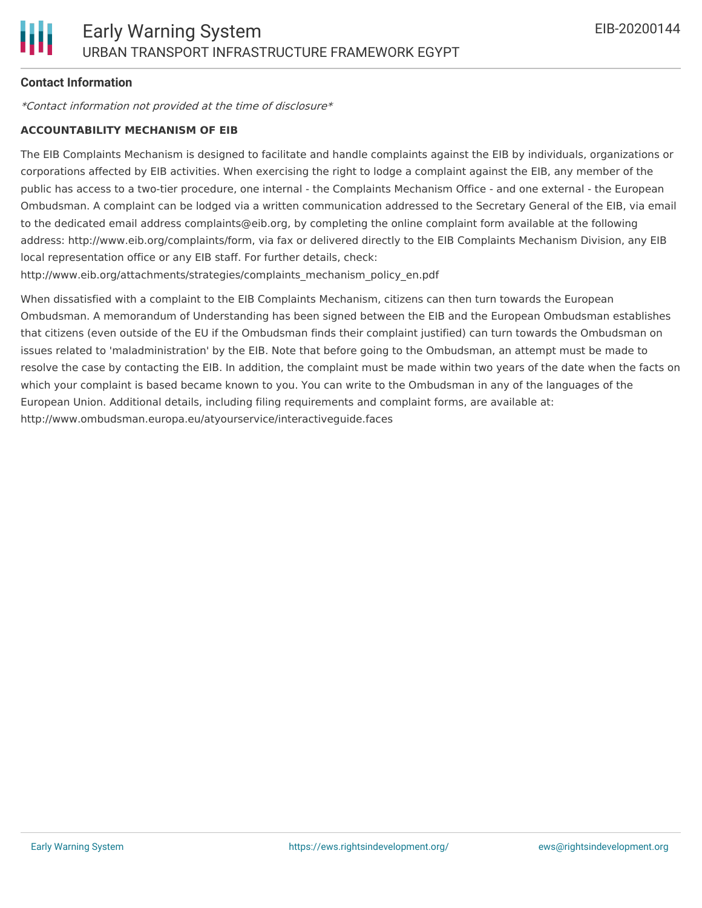**Contact Information**

*Contact information not provided at the time of disclosure*

**ACCOUNTABILITY MECHANISM OF EIB**

The EIB Complaints Mechanism is designed to facilitate and handle complaints against the EIB by individuals, organizations or corporations affected by EIB activities. When exercising the right to lodge a complaint against the EIB, any member of the public has access to a two-tier procedure, one internal - the Complaints Mechanism Office - and one external - the European Ombudsman. A complaint can be lodged via a written communication addressed to the Secretary General of the EIB, via email to the dedicated email address complaints@eib.org, by completing the online complaint form available at the following address: http://www.eib.org/complaints/form, via fax or delivered directly to the EIB Complaints Mechanism Division, any EIB local representation office or any EIB staff. For further details, check: http://www.eib.org/attachments/strategies/complaints_mechanism_policy_en.pdf

When dissatisfied with a complaint to the EIB Complaints Mechanism, citizens can then turn towards the European Ombudsman. A memorandum of Understanding has been signed between the EIB and the European Ombudsman establishes that citizens (even outside of the EU if the Ombudsman finds their complaint justified) can turn towards the Ombudsman on issues related to 'maladministration' by the EIB. Note that before going to the Ombudsman, an attempt must be made to resolve the case by contacting the EIB. In addition, the complaint must be made within two years of the date when the facts on which your complaint is based became known to you. You can write to the Ombudsman in any of the languages of the European Union. Additional details, including filing requirements and complaint forms, are available at: http://www.ombudsman.europa.eu/atyourservice/interactiveguide.faces